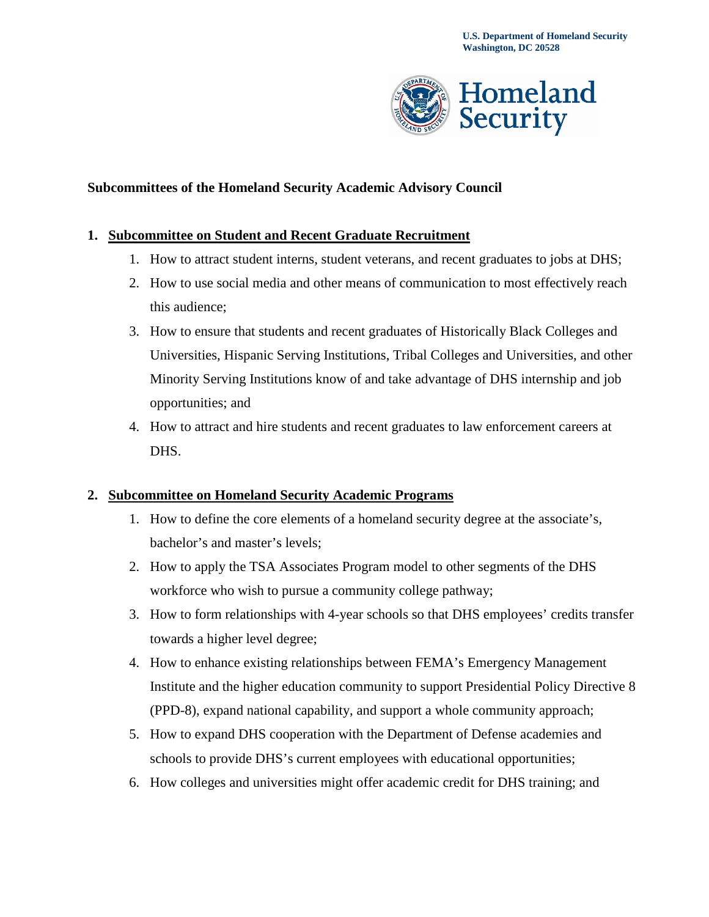U.S. Department of Homeland Security
Washington, DC 20528

Homeland Security

**Subcommittees of the Homeland Security Academic Advisory Council**

1. **<u>Subcommittee on Student and Recent Graduate Recruitment</u>**
    1. How to attract student interns, student veterans, and recent graduates to jobs at DHS;
    2. How to use social media and other means of communication to most effectively reach this audience;
    3. How to ensure that students and recent graduates of Historically Black Colleges and Universities, Hispanic Serving Institutions, Tribal Colleges and Universities, and other Minority Serving Institutions know of and take advantage of DHS internship and job opportunities; and
    4. How to attract and hire students and recent graduates to law enforcement careers at DHS.

2. **<u>Subcommittee on Homeland Security Academic Programs</u>**
    1. How to define the core elements of a homeland security degree at the associate's, bachelor's and master's levels;
    2. How to apply the TSA Associates Program model to other segments of the DHS workforce who wish to pursue a community college pathway;
    3. How to form relationships with 4-year schools so that DHS employees' credits transfer towards a higher level degree;
    4. How to enhance existing relationships between FEMA's Emergency Management Institute and the higher education community to support Presidential Policy Directive 8 (PPD-8), expand national capability, and support a whole community approach;
    5. How to expand DHS cooperation with the Department of Defense academies and schools to provide DHS's current employees with educational opportunities;
    6. How colleges and universities might offer academic credit for DHS training; and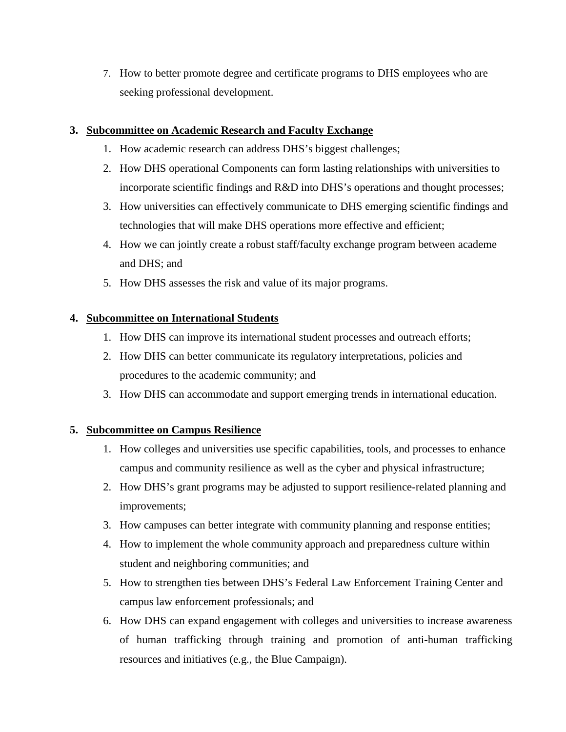7. How to better promote degree and certificate programs to DHS employees who are seeking professional development.

3. **<u>Subcommittee on Academic Research and Faculty Exchange</u>**
    1. How academic research can address DHS's biggest challenges;
    2. How DHS operational Components can form lasting relationships with universities to incorporate scientific findings and R&D into DHS's operations and thought processes;
    3. How universities can effectively communicate to DHS emerging scientific findings and technologies that will make DHS operations more effective and efficient;
    4. How we can jointly create a robust staff/faculty exchange program between academe and DHS; and
    5. How DHS assesses the risk and value of its major programs.

4. **<u>Subcommittee on International Students</u>**
    1. How DHS can improve its international student processes and outreach efforts;
    2. How DHS can better communicate its regulatory interpretations, policies and procedures to the academic community; and
    3. How DHS can accommodate and support emerging trends in international education.

5. **<u>Subcommittee on Campus Resilience</u>**
    1. How colleges and universities use specific capabilities, tools, and processes to enhance campus and community resilience as well as the cyber and physical infrastructure;
    2. How DHS's grant programs may be adjusted to support resilience-related planning and improvements;
    3. How campuses can better integrate with community planning and response entities;
    4. How to implement the whole community approach and preparedness culture within student and neighboring communities; and
    5. How to strengthen ties between DHS's Federal Law Enforcement Training Center and campus law enforcement professionals; and
    6. How DHS can expand engagement with colleges and universities to increase awareness of human trafficking through training and promotion of anti-human trafficking resources and initiatives (e.g., the Blue Campaign).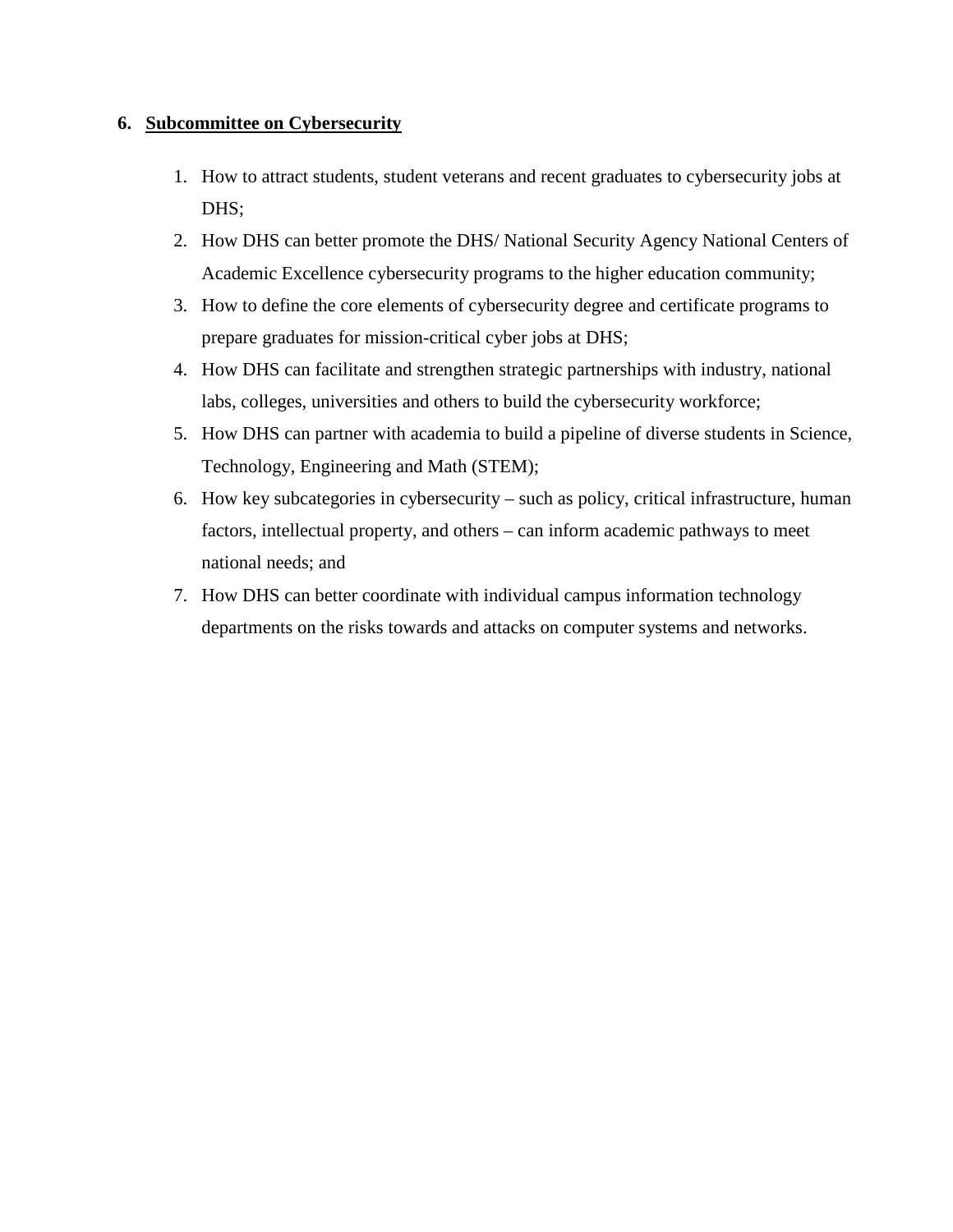**6. Subcommittee on Cybersecurity**

1. How to attract students, student veterans and recent graduates to cybersecurity jobs at DHS;
2. How DHS can better promote the DHS/ National Security Agency National Centers of Academic Excellence cybersecurity programs to the higher education community;
3. How to define the core elements of cybersecurity degree and certificate programs to prepare graduates for mission-critical cyber jobs at DHS;
4. How DHS can facilitate and strengthen strategic partnerships with industry, national labs, colleges, universities and others to build the cybersecurity workforce;
5. How DHS can partner with academia to build a pipeline of diverse students in Science, Technology, Engineering and Math (STEM);
6. How key subcategories in cybersecurity – such as policy, critical infrastructure, human factors, intellectual property, and others – can inform academic pathways to meet national needs; and
7. How DHS can better coordinate with individual campus information technology departments on the risks towards and attacks on computer systems and networks.